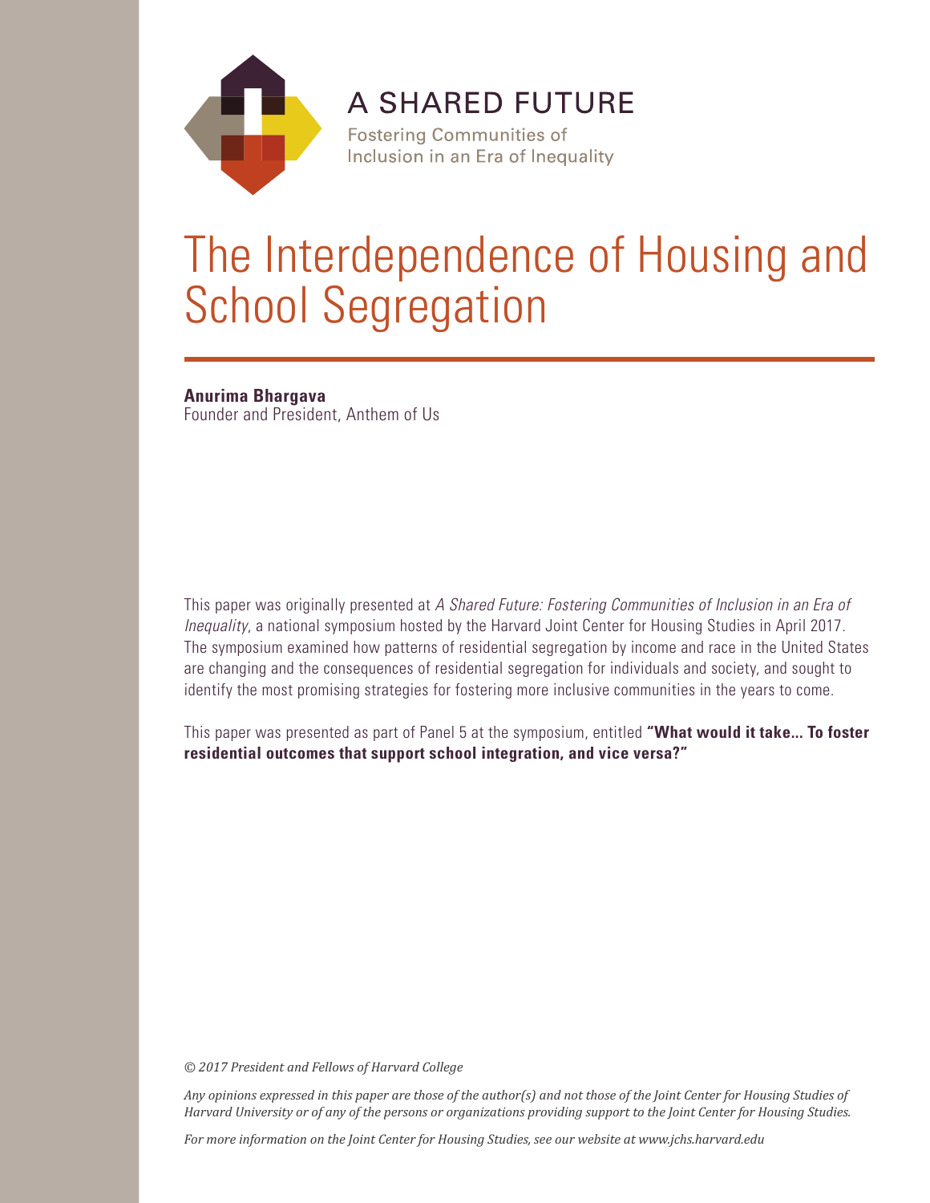A SHARED FUTURE

Fostering Communities of Inclusion in an Era of Inequality

# The Interdependence of Housing and School Segregation

**Anurima Bhargava**
Founder and President, Anthem of Us

This paper was originally presented at *A Shared Future: Fostering Communities of Inclusion in an Era of Inequality*, a national symposium hosted by the Harvard Joint Center for Housing Studies in April 2017. The symposium examined how patterns of residential segregation by income and race in the United States are changing and the consequences of residential segregation for individuals and society, and sought to identify the most promising strategies for fostering more inclusive communities in the years to come.

This paper was presented as part of Panel 5 at the symposium, entitled **"What would it take… To foster residential outcomes that support school integration, and vice versa?"**

*© 2017 President and Fellows of Harvard College*

*Any opinions expressed in this paper are those of the author(s) and not those of the Joint Center for Housing Studies of Harvard University or of any of the persons or organizations providing support to the Joint Center for Housing Studies.*

*For more information on the Joint Center for Housing Studies, see our website at www.jchs.harvard.edu*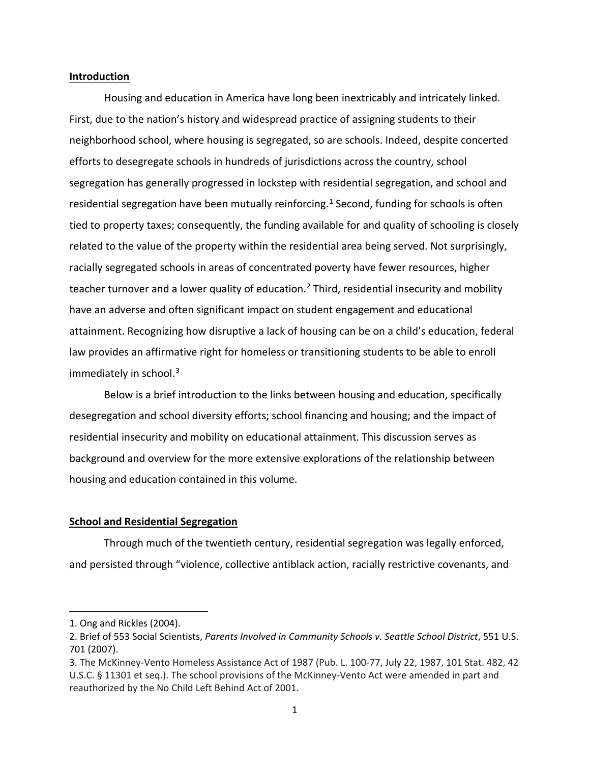## Introduction

Housing and education in America have long been inextricably and intricately linked. First, due to the nation's history and widespread practice of assigning students to their neighborhood school, where housing is segregated, so are schools. Indeed, despite concerted efforts to desegregate schools in hundreds of jurisdictions across the country, school segregation has generally progressed in lockstep with residential segregation, and school and residential segregation have been mutually reinforcing.[1] Second, funding for schools is often tied to property taxes; consequently, the funding available for and quality of schooling is closely related to the value of the property within the residential area being served. Not surprisingly, racially segregated schools in areas of concentrated poverty have fewer resources, higher teacher turnover and a lower quality of education.[2] Third, residential insecurity and mobility have an adverse and often significant impact on student engagement and educational attainment. Recognizing how disruptive a lack of housing can be on a child's education, federal law provides an affirmative right for homeless or transitioning students to be able to enroll immediately in school.[3]

Below is a brief introduction to the links between housing and education, specifically desegregation and school diversity efforts; school financing and housing; and the impact of residential insecurity and mobility on educational attainment. This discussion serves as background and overview for the more extensive explorations of the relationship between housing and education contained in this volume.

## School and Residential Segregation

Through much of the twentieth century, residential segregation was legally enforced, and persisted through "violence, collective antiblack action, racially restrictive covenants, and

---

1. Ong and Rickles (2004).
2. Brief of 553 Social Scientists, *Parents Involved in Community Schools v. Seattle School District*, 551 U.S. 701 (2007).
3. The McKinney-Vento Homeless Assistance Act of 1987 (Pub. L. 100-77, July 22, 1987, 101 Stat. 482, 42 U.S.C. § 11301 et seq.). The school provisions of the McKinney-Vento Act were amended in part and reauthorized by the No Child Left Behind Act of 2001.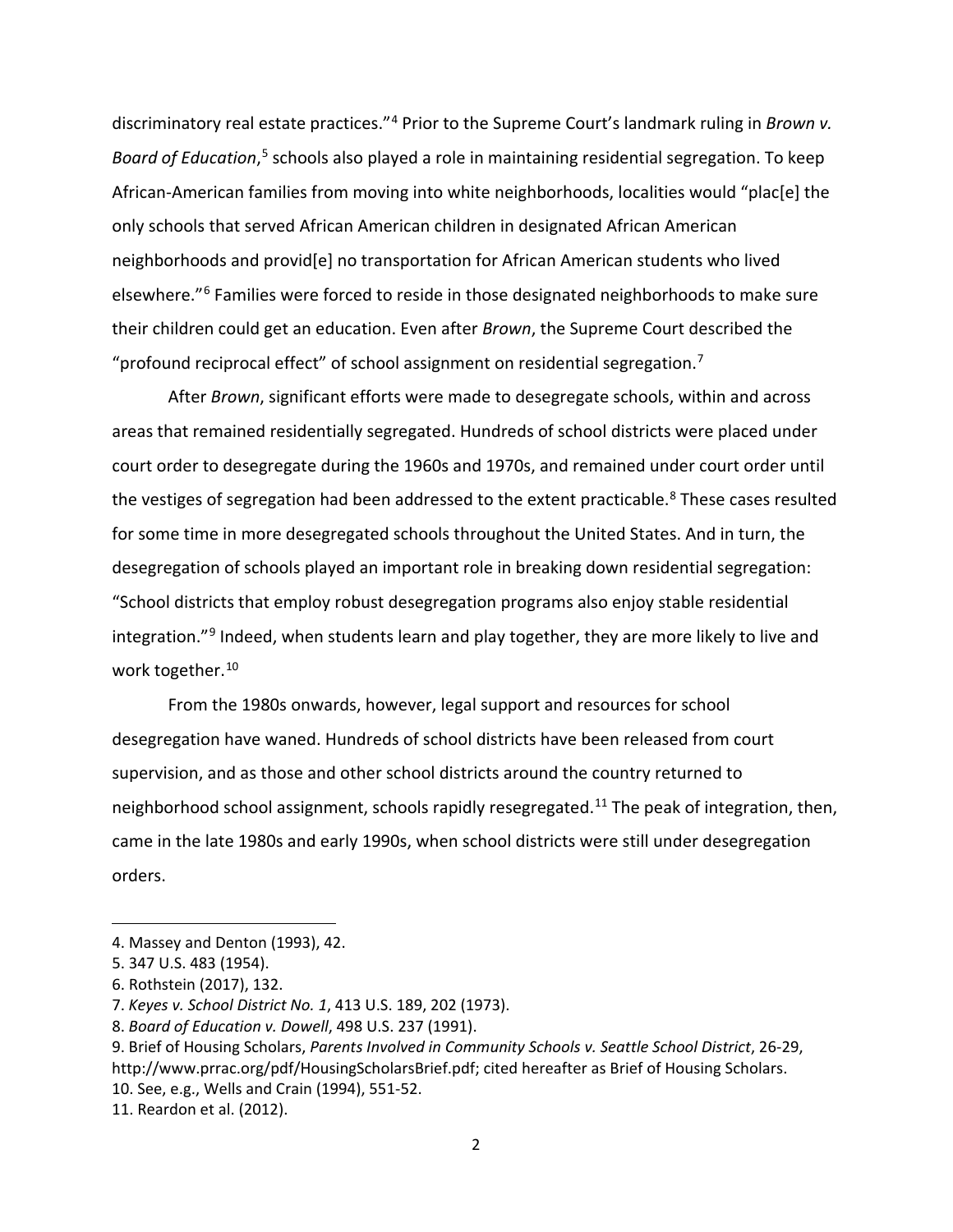discriminatory real estate practices."[4] Prior to the Supreme Court's landmark ruling in *Brown v. Board of Education*,[5] schools also played a role in maintaining residential segregation. To keep African-American families from moving into white neighborhoods, localities would "plac[e] the only schools that served African American children in designated African American neighborhoods and provid[e] no transportation for African American students who lived elsewhere."[6] Families were forced to reside in those designated neighborhoods to make sure their children could get an education. Even after *Brown*, the Supreme Court described the "profound reciprocal effect" of school assignment on residential segregation.[7]

After *Brown*, significant efforts were made to desegregate schools, within and across areas that remained residentially segregated. Hundreds of school districts were placed under court order to desegregate during the 1960s and 1970s, and remained under court order until the vestiges of segregation had been addressed to the extent practicable.[8] These cases resulted for some time in more desegregated schools throughout the United States. And in turn, the desegregation of schools played an important role in breaking down residential segregation: "School districts that employ robust desegregation programs also enjoy stable residential integration."[9] Indeed, when students learn and play together, they are more likely to live and work together.[10]

From the 1980s onwards, however, legal support and resources for school desegregation have waned. Hundreds of school districts have been released from court supervision, and as those and other school districts around the country returned to neighborhood school assignment, schools rapidly resegregated.[11] The peak of integration, then, came in the late 1980s and early 1990s, when school districts were still under desegregation orders.

---

4. Massey and Denton (1993), 42.
5. 347 U.S. 483 (1954).
6. Rothstein (2017), 132.
7. *Keyes v. School District No. 1*, 413 U.S. 189, 202 (1973).
8. *Board of Education v. Dowell*, 498 U.S. 237 (1991).
9. Brief of Housing Scholars, *Parents Involved in Community Schools v. Seattle School District*, 26-29, http://www.prrac.org/pdf/HousingScholarsBrief.pdf; cited hereafter as Brief of Housing Scholars.
10. See, e.g., Wells and Crain (1994), 551-52.
11. Reardon et al. (2012).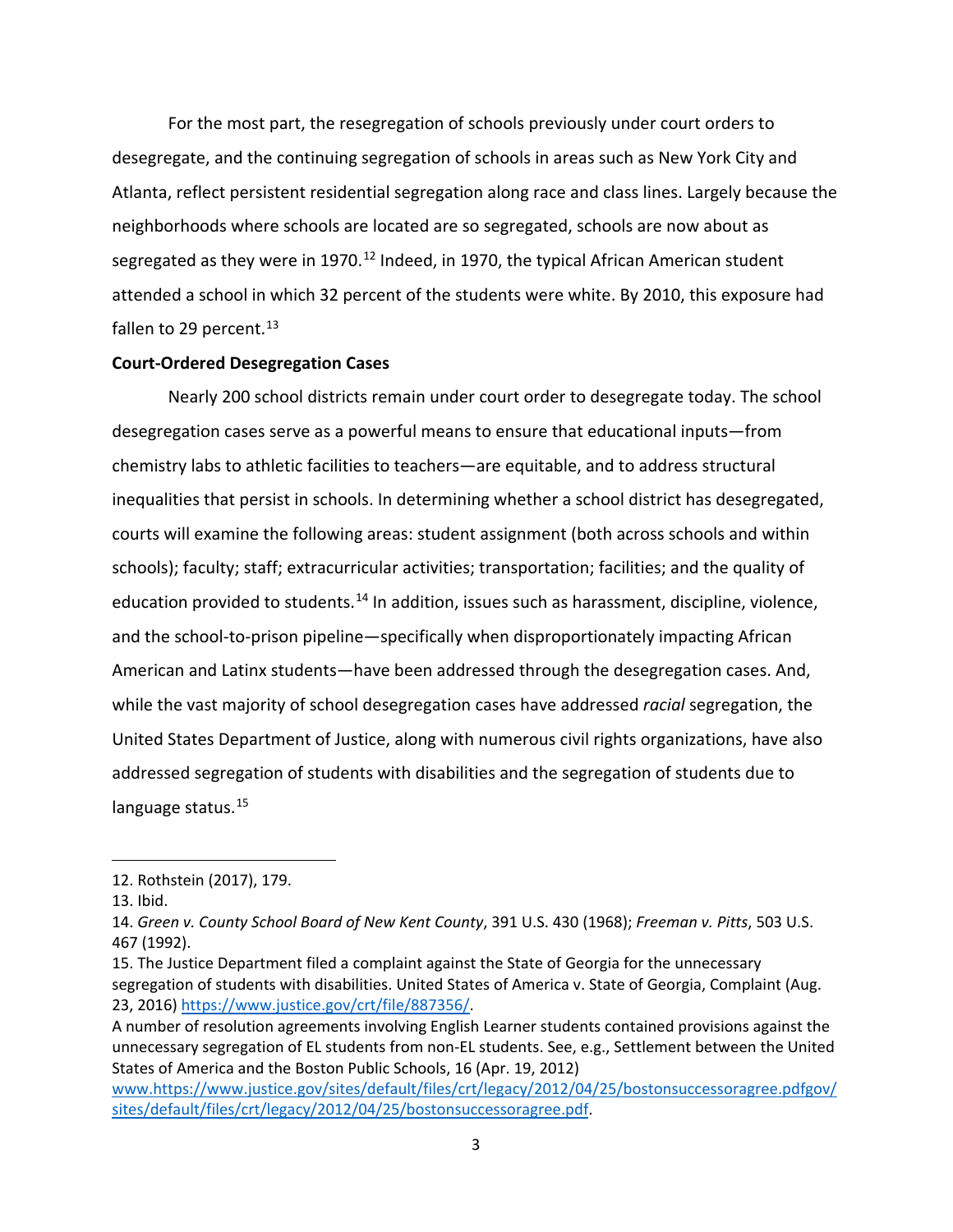For the most part, the resegregation of schools previously under court orders to desegregate, and the continuing segregation of schools in areas such as New York City and Atlanta, reflect persistent residential segregation along race and class lines. Largely because the neighborhoods where schools are located are so segregated, schools are now about as segregated as they were in 1970.[12] Indeed, in 1970, the typical African American student attended a school in which 32 percent of the students were white. By 2010, this exposure had fallen to 29 percent.[13]

**Court-Ordered Desegregation Cases**

Nearly 200 school districts remain under court order to desegregate today. The school desegregation cases serve as a powerful means to ensure that educational inputs—from chemistry labs to athletic facilities to teachers—are equitable, and to address structural inequalities that persist in schools. In determining whether a school district has desegregated, courts will examine the following areas: student assignment (both across schools and within schools); faculty; staff; extracurricular activities; transportation; facilities; and the quality of education provided to students.[14] In addition, issues such as harassment, discipline, violence, and the school-to-prison pipeline—specifically when disproportionately impacting African American and Latinx students—have been addressed through the desegregation cases. And, while the vast majority of school desegregation cases have addressed *racial* segregation, the United States Department of Justice, along with numerous civil rights organizations, have also addressed segregation of students with disabilities and the segregation of students due to language status.[15]

---

12. Rothstein (2017), 179.
13. Ibid.
14. *Green v. County School Board of New Kent County*, 391 U.S. 430 (1968); *Freeman v. Pitts*, 503 U.S. 467 (1992).
15. The Justice Department filed a complaint against the State of Georgia for the unnecessary segregation of students with disabilities. United States of America v. State of Georgia, Complaint (Aug. 23, 2016) https://www.justice.gov/crt/file/887356/.
A number of resolution agreements involving English Learner students contained provisions against the unnecessary segregation of EL students from non-EL students. See, e.g., Settlement between the United States of America and the Boston Public Schools, 16 (Apr. 19, 2012) www.https://www.justice.gov/sites/default/files/crt/legacy/2012/04/25/bostonsuccessoragree.pdfgov/sites/default/files/crt/legacy/2012/04/25/bostonsuccessoragree.pdf.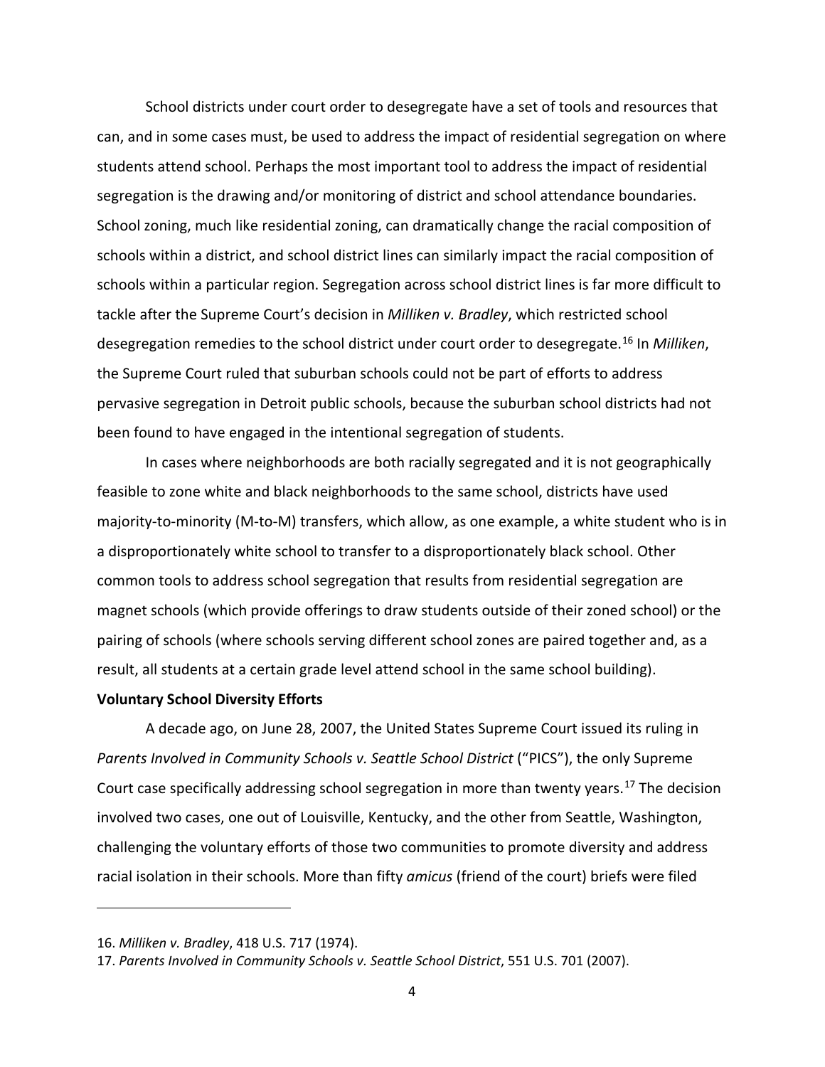School districts under court order to desegregate have a set of tools and resources that can, and in some cases must, be used to address the impact of residential segregation on where students attend school. Perhaps the most important tool to address the impact of residential segregation is the drawing and/or monitoring of district and school attendance boundaries. School zoning, much like residential zoning, can dramatically change the racial composition of schools within a district, and school district lines can similarly impact the racial composition of schools within a particular region. Segregation across school district lines is far more difficult to tackle after the Supreme Court's decision in *Milliken v. Bradley*, which restricted school desegregation remedies to the school district under court order to desegregate.[16] In *Milliken*, the Supreme Court ruled that suburban schools could not be part of efforts to address pervasive segregation in Detroit public schools, because the suburban school districts had not been found to have engaged in the intentional segregation of students.

In cases where neighborhoods are both racially segregated and it is not geographically feasible to zone white and black neighborhoods to the same school, districts have used majority-to-minority (M-to-M) transfers, which allow, as one example, a white student who is in a disproportionately white school to transfer to a disproportionately black school. Other common tools to address school segregation that results from residential segregation are magnet schools (which provide offerings to draw students outside of their zoned school) or the pairing of schools (where schools serving different school zones are paired together and, as a result, all students at a certain grade level attend school in the same school building).

**Voluntary School Diversity Efforts**

A decade ago, on June 28, 2007, the United States Supreme Court issued its ruling in *Parents Involved in Community Schools v. Seattle School District* ("PICS"), the only Supreme Court case specifically addressing school segregation in more than twenty years.[17] The decision involved two cases, one out of Louisville, Kentucky, and the other from Seattle, Washington, challenging the voluntary efforts of those two communities to promote diversity and address racial isolation in their schools. More than fifty *amicus* (friend of the court) briefs were filed

---

16. *Milliken v. Bradley*, 418 U.S. 717 (1974).

17. *Parents Involved in Community Schools v. Seattle School District*, 551 U.S. 701 (2007).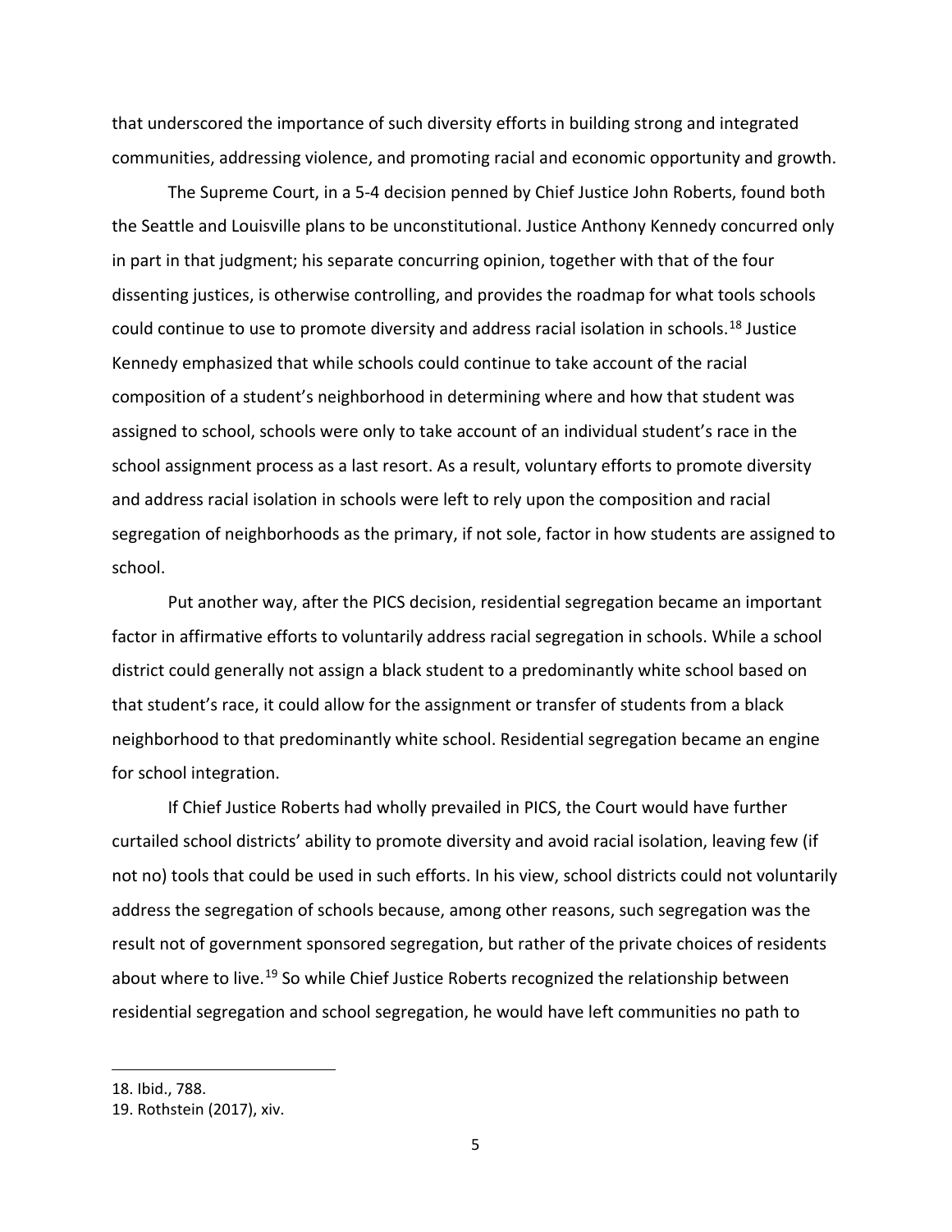that underscored the importance of such diversity efforts in building strong and integrated communities, addressing violence, and promoting racial and economic opportunity and growth.

The Supreme Court, in a 5-4 decision penned by Chief Justice John Roberts, found both the Seattle and Louisville plans to be unconstitutional. Justice Anthony Kennedy concurred only in part in that judgment; his separate concurring opinion, together with that of the four dissenting justices, is otherwise controlling, and provides the roadmap for what tools schools could continue to use to promote diversity and address racial isolation in schools.[18] Justice Kennedy emphasized that while schools could continue to take account of the racial composition of a student's neighborhood in determining where and how that student was assigned to school, schools were only to take account of an individual student's race in the school assignment process as a last resort. As a result, voluntary efforts to promote diversity and address racial isolation in schools were left to rely upon the composition and racial segregation of neighborhoods as the primary, if not sole, factor in how students are assigned to school.

Put another way, after the PICS decision, residential segregation became an important factor in affirmative efforts to voluntarily address racial segregation in schools. While a school district could generally not assign a black student to a predominantly white school based on that student's race, it could allow for the assignment or transfer of students from a black neighborhood to that predominantly white school. Residential segregation became an engine for school integration.

If Chief Justice Roberts had wholly prevailed in PICS, the Court would have further curtailed school districts' ability to promote diversity and avoid racial isolation, leaving few (if not no) tools that could be used in such efforts. In his view, school districts could not voluntarily address the segregation of schools because, among other reasons, such segregation was the result not of government sponsored segregation, but rather of the private choices of residents about where to live.[19] So while Chief Justice Roberts recognized the relationship between residential segregation and school segregation, he would have left communities no path to

---

18. Ibid., 788.

19. Rothstein (2017), xiv.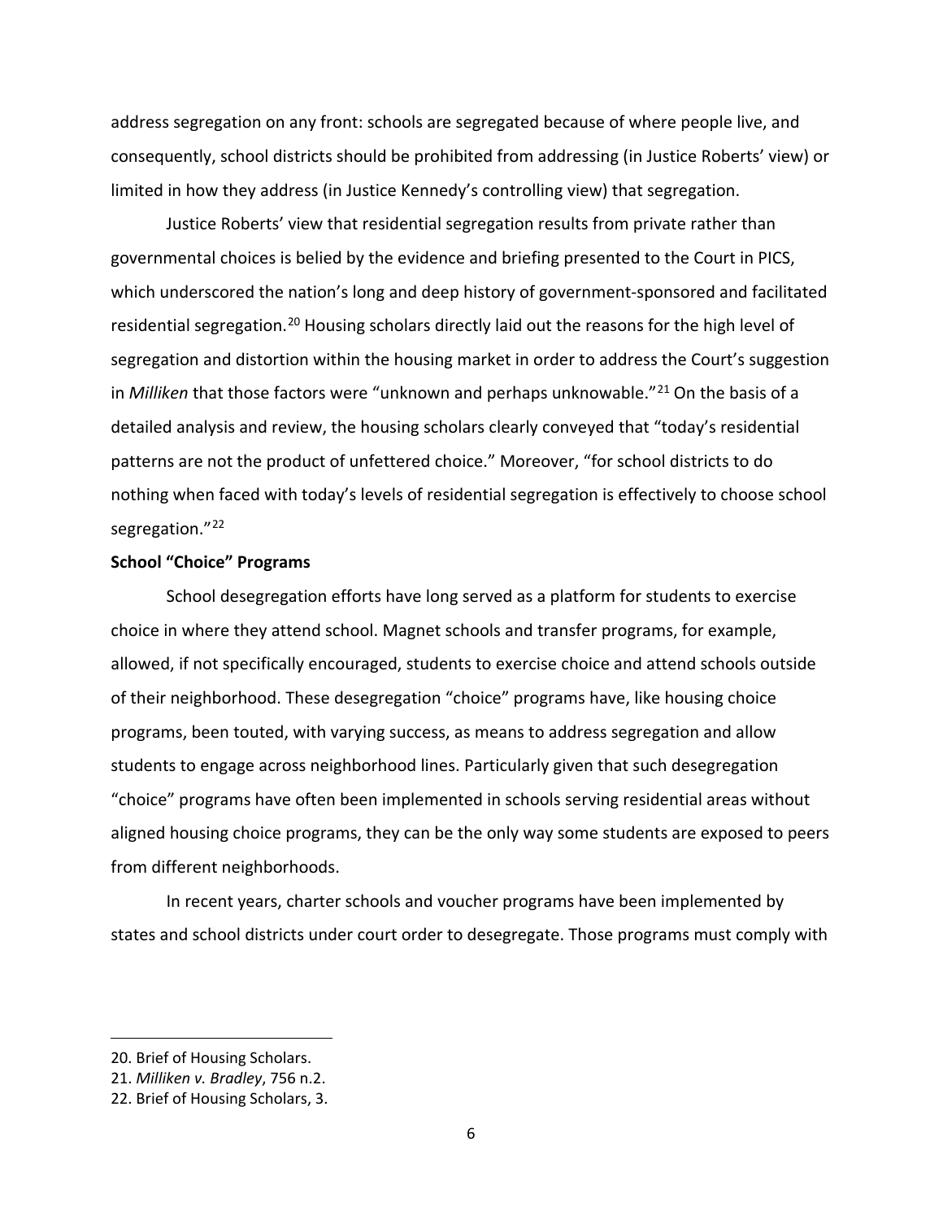address segregation on any front: schools are segregated because of where people live, and consequently, school districts should be prohibited from addressing (in Justice Roberts' view) or limited in how they address (in Justice Kennedy's controlling view) that segregation.

Justice Roberts' view that residential segregation results from private rather than governmental choices is belied by the evidence and briefing presented to the Court in PICS, which underscored the nation's long and deep history of government-sponsored and facilitated residential segregation.[20] Housing scholars directly laid out the reasons for the high level of segregation and distortion within the housing market in order to address the Court's suggestion in *Milliken* that those factors were "unknown and perhaps unknowable."[21] On the basis of a detailed analysis and review, the housing scholars clearly conveyed that "today's residential patterns are not the product of unfettered choice." Moreover, "for school districts to do nothing when faced with today's levels of residential segregation is effectively to choose school segregation."[22]

**School "Choice" Programs**

School desegregation efforts have long served as a platform for students to exercise choice in where they attend school. Magnet schools and transfer programs, for example, allowed, if not specifically encouraged, students to exercise choice and attend schools outside of their neighborhood. These desegregation "choice" programs have, like housing choice programs, been touted, with varying success, as means to address segregation and allow students to engage across neighborhood lines. Particularly given that such desegregation "choice" programs have often been implemented in schools serving residential areas without aligned housing choice programs, they can be the only way some students are exposed to peers from different neighborhoods.

In recent years, charter schools and voucher programs have been implemented by states and school districts under court order to desegregate. Those programs must comply with

20. Brief of Housing Scholars.

21. *Milliken v. Bradley*, 756 n.2.

22. Brief of Housing Scholars, 3.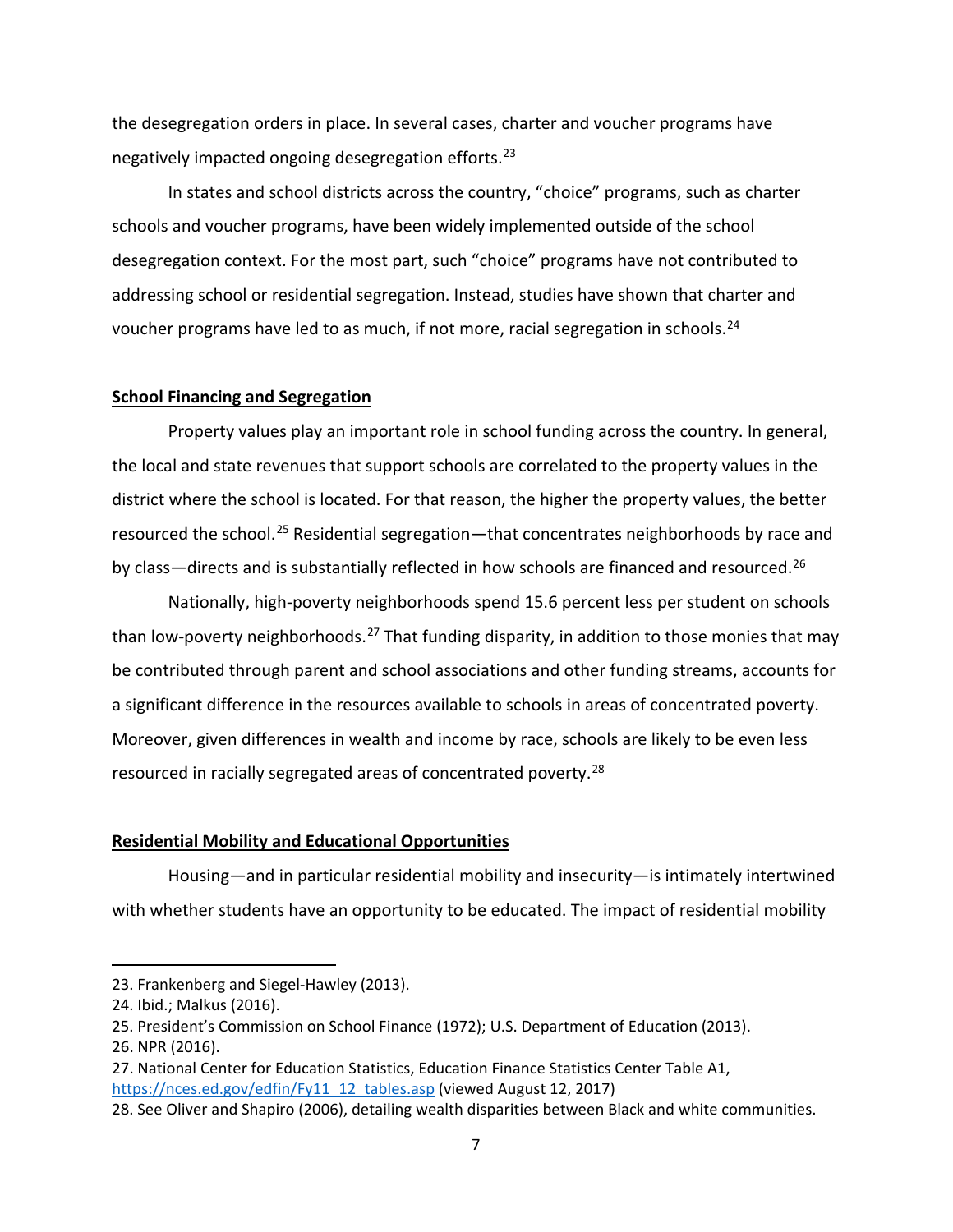the desegregation orders in place. In several cases, charter and voucher programs have negatively impacted ongoing desegregation efforts.[23]

In states and school districts across the country, "choice" programs, such as charter schools and voucher programs, have been widely implemented outside of the school desegregation context. For the most part, such "choice" programs have not contributed to addressing school or residential segregation. Instead, studies have shown that charter and voucher programs have led to as much, if not more, racial segregation in schools.[24]

## School Financing and Segregation

Property values play an important role in school funding across the country. In general, the local and state revenues that support schools are correlated to the property values in the district where the school is located. For that reason, the higher the property values, the better resourced the school.[25] Residential segregation—that concentrates neighborhoods by race and by class—directs and is substantially reflected in how schools are financed and resourced.[26]

Nationally, high-poverty neighborhoods spend 15.6 percent less per student on schools than low-poverty neighborhoods.[27] That funding disparity, in addition to those monies that may be contributed through parent and school associations and other funding streams, accounts for a significant difference in the resources available to schools in areas of concentrated poverty. Moreover, given differences in wealth and income by race, schools are likely to be even less resourced in racially segregated areas of concentrated poverty.[28]

## Residential Mobility and Educational Opportunities

Housing—and in particular residential mobility and insecurity—is intimately intertwined with whether students have an opportunity to be educated. The impact of residential mobility

---

23. Frankenberg and Siegel-Hawley (2013).
24. Ibid.; Malkus (2016).
25. President's Commission on School Finance (1972); U.S. Department of Education (2013).
26. NPR (2016).
27. National Center for Education Statistics, Education Finance Statistics Center Table A1, https://nces.ed.gov/edfin/Fy11_12_tables.asp (viewed August 12, 2017)
28. See Oliver and Shapiro (2006), detailing wealth disparities between Black and white communities.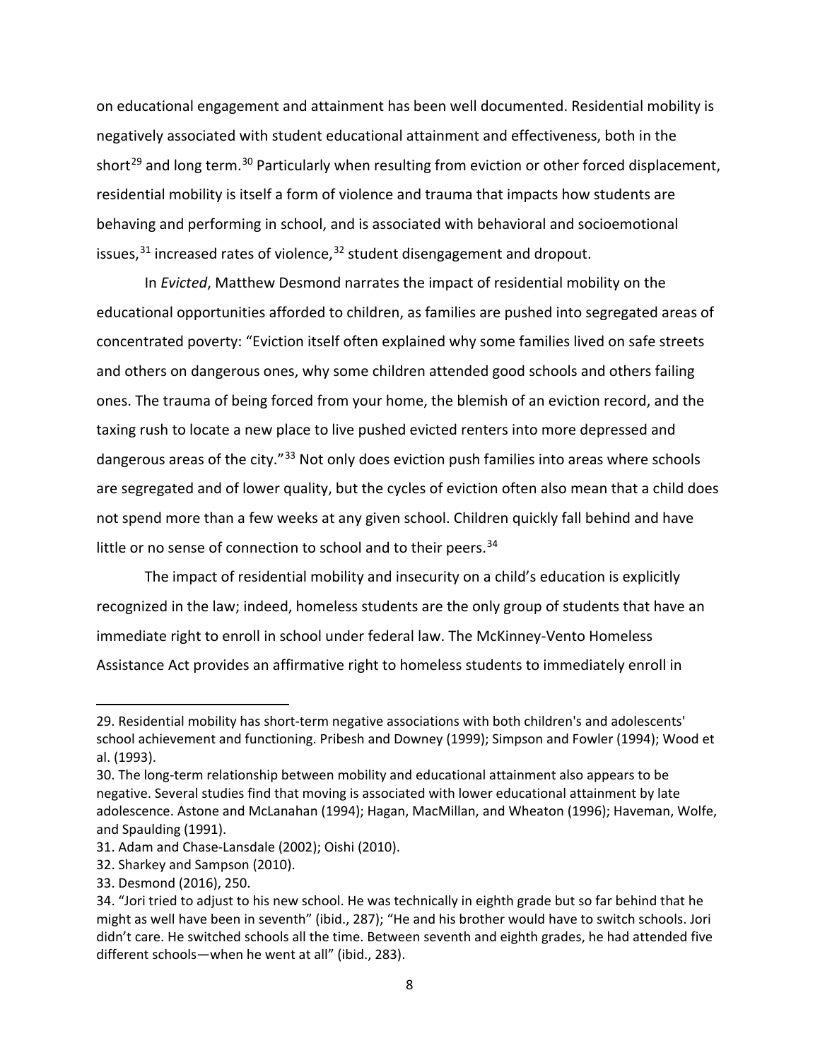on educational engagement and attainment has been well documented. Residential mobility is negatively associated with student educational attainment and effectiveness, both in the short[29] and long term.[30] Particularly when resulting from eviction or other forced displacement, residential mobility is itself a form of violence and trauma that impacts how students are behaving and performing in school, and is associated with behavioral and socioemotional issues,[31] increased rates of violence,[32] student disengagement and dropout.

In *Evicted*, Matthew Desmond narrates the impact of residential mobility on the educational opportunities afforded to children, as families are pushed into segregated areas of concentrated poverty: "Eviction itself often explained why some families lived on safe streets and others on dangerous ones, why some children attended good schools and others failing ones. The trauma of being forced from your home, the blemish of an eviction record, and the taxing rush to locate a new place to live pushed evicted renters into more depressed and dangerous areas of the city."[33] Not only does eviction push families into areas where schools are segregated and of lower quality, but the cycles of eviction often also mean that a child does not spend more than a few weeks at any given school. Children quickly fall behind and have little or no sense of connection to school and to their peers.[34]

The impact of residential mobility and insecurity on a child's education is explicitly recognized in the law; indeed, homeless students are the only group of students that have an immediate right to enroll in school under federal law. The McKinney-Vento Homeless Assistance Act provides an affirmative right to homeless students to immediately enroll in

---

29. Residential mobility has short-term negative associations with both children's and adolescents' school achievement and functioning. Pribesh and Downey (1999); Simpson and Fowler (1994); Wood et al. (1993).

30. The long-term relationship between mobility and educational attainment also appears to be negative. Several studies find that moving is associated with lower educational attainment by late adolescence. Astone and McLanahan (1994); Hagan, MacMillan, and Wheaton (1996); Haveman, Wolfe, and Spaulding (1991).

31. Adam and Chase-Lansdale (2002); Oishi (2010).

32. Sharkey and Sampson (2010).

33. Desmond (2016), 250.

34. "Jori tried to adjust to his new school. He was technically in eighth grade but so far behind that he might as well have been in seventh" (ibid., 287); "He and his brother would have to switch schools. Jori didn't care. He switched schools all the time. Between seventh and eighth grades, he had attended five different schools—when he went at all" (ibid., 283).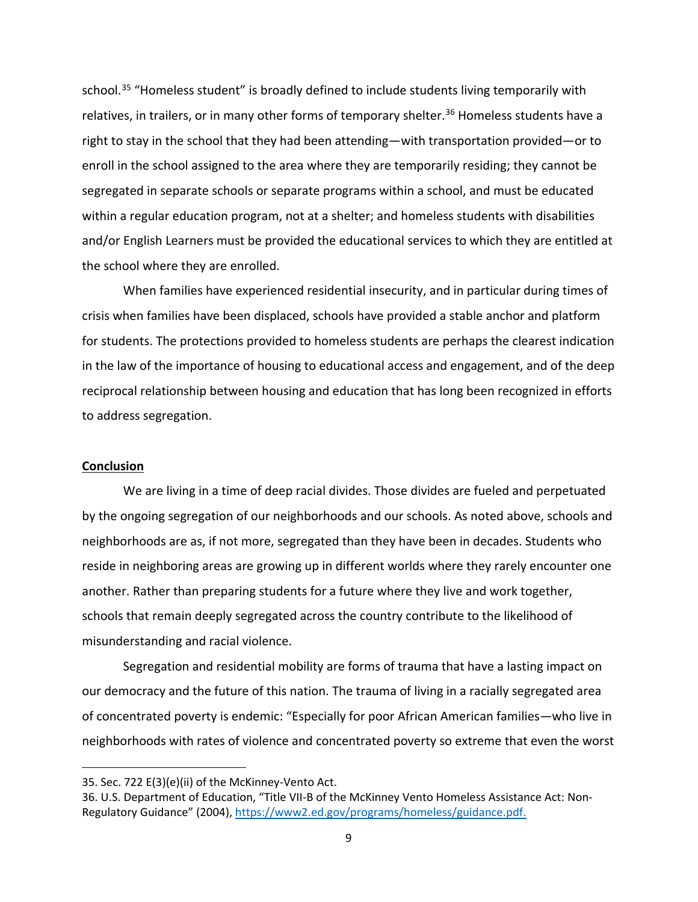school.[35] "Homeless student" is broadly defined to include students living temporarily with relatives, in trailers, or in many other forms of temporary shelter.[36] Homeless students have a right to stay in the school that they had been attending—with transportation provided—or to enroll in the school assigned to the area where they are temporarily residing; they cannot be segregated in separate schools or separate programs within a school, and must be educated within a regular education program, not at a shelter; and homeless students with disabilities and/or English Learners must be provided the educational services to which they are entitled at the school where they are enrolled.

When families have experienced residential insecurity, and in particular during times of crisis when families have been displaced, schools have provided a stable anchor and platform for students. The protections provided to homeless students are perhaps the clearest indication in the law of the importance of housing to educational access and engagement, and of the deep reciprocal relationship between housing and education that has long been recognized in efforts to address segregation.

## Conclusion

We are living in a time of deep racial divides. Those divides are fueled and perpetuated by the ongoing segregation of our neighborhoods and our schools. As noted above, schools and neighborhoods are as, if not more, segregated than they have been in decades. Students who reside in neighboring areas are growing up in different worlds where they rarely encounter one another. Rather than preparing students for a future where they live and work together, schools that remain deeply segregated across the country contribute to the likelihood of misunderstanding and racial violence.

Segregation and residential mobility are forms of trauma that have a lasting impact on our democracy and the future of this nation. The trauma of living in a racially segregated area of concentrated poverty is endemic: "Especially for poor African American families—who live in neighborhoods with rates of violence and concentrated poverty so extreme that even the worst

---

35. Sec. 722 E(3)(e)(ii) of the McKinney-Vento Act.

36. U.S. Department of Education, "Title VII-B of the McKinney Vento Homeless Assistance Act: Non-Regulatory Guidance" (2004), https://www2.ed.gov/programs/homeless/guidance.pdf.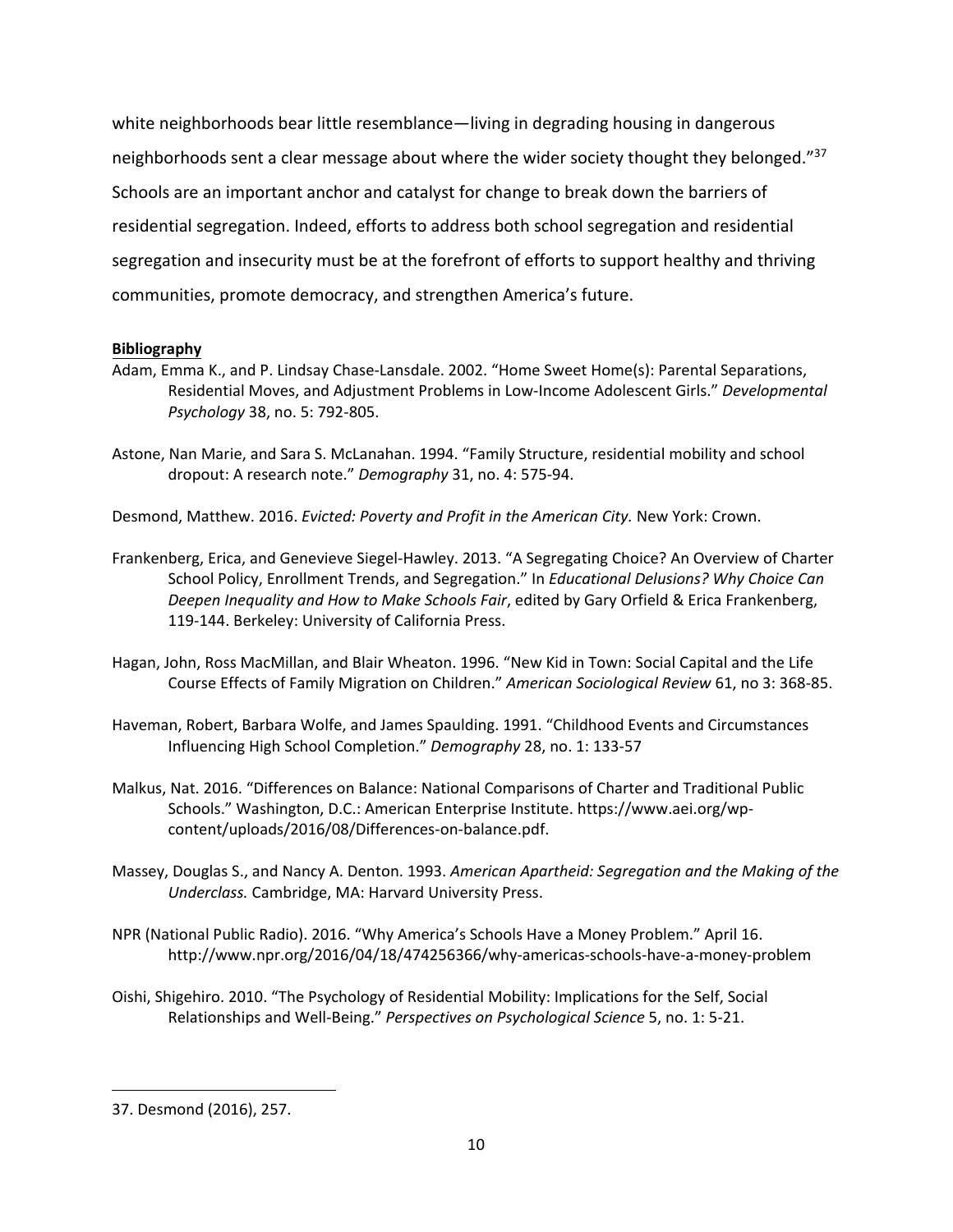white neighborhoods bear little resemblance—living in degrading housing in dangerous neighborhoods sent a clear message about where the wider society thought they belonged."[37] Schools are an important anchor and catalyst for change to break down the barriers of residential segregation. Indeed, efforts to address both school segregation and residential segregation and insecurity must be at the forefront of efforts to support healthy and thriving communities, promote democracy, and strengthen America's future.

**Bibliography**

Adam, Emma K., and P. Lindsay Chase-Lansdale. 2002. "Home Sweet Home(s): Parental Separations, Residential Moves, and Adjustment Problems in Low-Income Adolescent Girls." *Developmental Psychology* 38, no. 5: 792-805.

Astone, Nan Marie, and Sara S. McLanahan. 1994. "Family Structure, residential mobility and school dropout: A research note." *Demography* 31, no. 4: 575-94.

Desmond, Matthew. 2016. *Evicted: Poverty and Profit in the American City.* New York: Crown.

Frankenberg, Erica, and Genevieve Siegel-Hawley. 2013. "A Segregating Choice? An Overview of Charter School Policy, Enrollment Trends, and Segregation." In *Educational Delusions? Why Choice Can Deepen Inequality and How to Make Schools Fair*, edited by Gary Orfield & Erica Frankenberg, 119-144. Berkeley: University of California Press.

Hagan, John, Ross MacMillan, and Blair Wheaton. 1996. "New Kid in Town: Social Capital and the Life Course Effects of Family Migration on Children." *American Sociological Review* 61, no 3: 368-85.

Haveman, Robert, Barbara Wolfe, and James Spaulding. 1991. "Childhood Events and Circumstances Influencing High School Completion." *Demography* 28, no. 1: 133-57

Malkus, Nat. 2016. "Differences on Balance: National Comparisons of Charter and Traditional Public Schools." Washington, D.C.: American Enterprise Institute. https://www.aei.org/wp-content/uploads/2016/08/Differences-on-balance.pdf.

Massey, Douglas S., and Nancy A. Denton. 1993. *American Apartheid: Segregation and the Making of the Underclass.* Cambridge, MA: Harvard University Press.

NPR (National Public Radio). 2016. "Why America's Schools Have a Money Problem." April 16. http://www.npr.org/2016/04/18/474256366/why-americas-schools-have-a-money-problem

Oishi, Shigehiro. 2010. "The Psychology of Residential Mobility: Implications for the Self, Social Relationships and Well-Being." *Perspectives on Psychological Science* 5, no. 1: 5-21.

---

37. Desmond (2016), 257.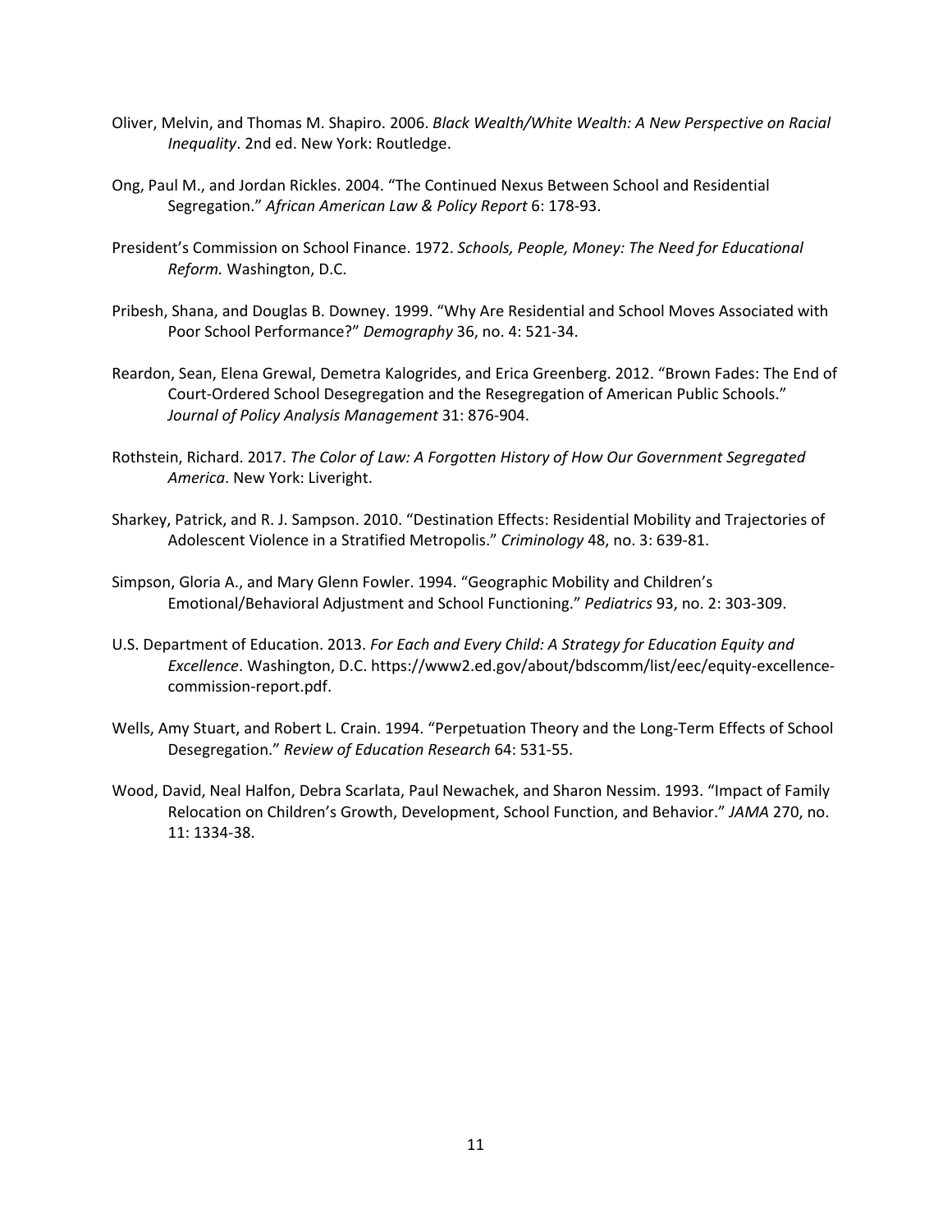Oliver, Melvin, and Thomas M. Shapiro. 2006. *Black Wealth/White Wealth: A New Perspective on Racial Inequality*. 2nd ed. New York: Routledge.

Ong, Paul M., and Jordan Rickles. 2004. "The Continued Nexus Between School and Residential Segregation." *African American Law & Policy Report* 6: 178-93.

President's Commission on School Finance. 1972. *Schools, People, Money: The Need for Educational Reform.* Washington, D.C.

Pribesh, Shana, and Douglas B. Downey. 1999. "Why Are Residential and School Moves Associated with Poor School Performance?" *Demography* 36, no. 4: 521-34.

Reardon, Sean, Elena Grewal, Demetra Kalogrides, and Erica Greenberg. 2012. "Brown Fades: The End of Court-Ordered School Desegregation and the Resegregation of American Public Schools." *Journal of Policy Analysis Management* 31: 876-904.

Rothstein, Richard. 2017. *The Color of Law: A Forgotten History of How Our Government Segregated America*. New York: Liveright.

Sharkey, Patrick, and R. J. Sampson. 2010. "Destination Effects: Residential Mobility and Trajectories of Adolescent Violence in a Stratified Metropolis." *Criminology* 48, no. 3: 639-81.

Simpson, Gloria A., and Mary Glenn Fowler. 1994. "Geographic Mobility and Children's Emotional/Behavioral Adjustment and School Functioning." *Pediatrics* 93, no. 2: 303-309.

U.S. Department of Education. 2013. *For Each and Every Child: A Strategy for Education Equity and Excellence*. Washington, D.C. https://www2.ed.gov/about/bdscomm/list/eec/equity-excellence-commission-report.pdf.

Wells, Amy Stuart, and Robert L. Crain. 1994. "Perpetuation Theory and the Long-Term Effects of School Desegregation." *Review of Education Research* 64: 531-55.

Wood, David, Neal Halfon, Debra Scarlata, Paul Newachek, and Sharon Nessim. 1993. "Impact of Family Relocation on Children's Growth, Development, School Function, and Behavior." *JAMA* 270, no. 11: 1334-38.